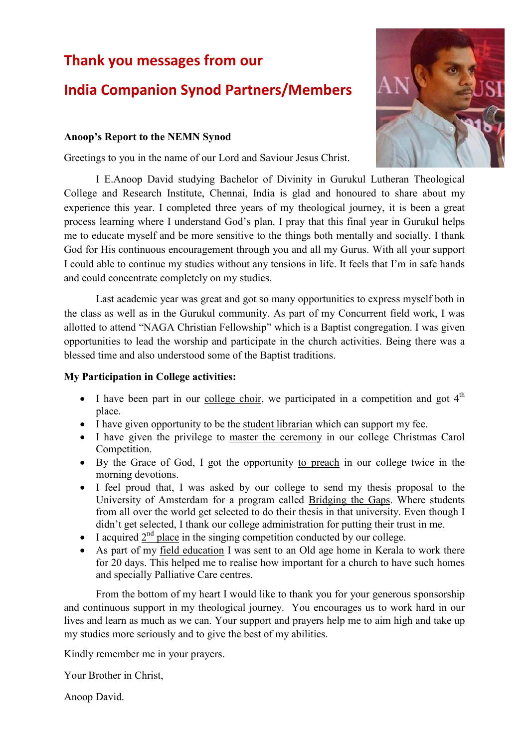# Thank you messages from our India Companion Synod Partners/Members

**Anoop's Report to the NEMN Synod**

Greetings to you in the name of our Lord and Saviour Jesus Christ.

I E.Anoop David studying Bachelor of Divinity in Gurukul Lutheran Theological College and Research Institute, Chennai, India is glad and honoured to share about my experience this year. I completed three years of my theological journey, it is been a great process learning where I understand God's plan. I pray that this final year in Gurukul helps me to educate myself and be more sensitive to the things both mentally and socially. I thank God for His continuous encouragement through you and all my Gurus. With all your support I could able to continue my studies without any tensions in life. It feels that I'm in safe hands and could concentrate completely on my studies.

Last academic year was great and got so many opportunities to express myself both in the class as well as in the Gurukul community. As part of my Concurrent field work, I was allotted to attend "NAGA Christian Fellowship" which is a Baptist congregation. I was given opportunities to lead the worship and participate in the church activities. Being there was a blessed time and also understood some of the Baptist traditions.

**My Participation in College activities:**

- I have been part in our college choir, we participated in a competition and got 4th place.
- I have given opportunity to be the student librarian which can support my fee.
- I have given the privilege to master the ceremony in our college Christmas Carol Competition.
- By the Grace of God, I got the opportunity to preach in our college twice in the morning devotions.
- I feel proud that, I was asked by our college to send my thesis proposal to the University of Amsterdam for a program called Bridging the Gaps. Where students from all over the world get selected to do their thesis in that university. Even though I didn't get selected, I thank our college administration for putting their trust in me.
- I acquired 2nd place in the singing competition conducted by our college.
- As part of my field education I was sent to an Old age home in Kerala to work there for 20 days. This helped me to realise how important for a church to have such homes and specially Palliative Care centres.

From the bottom of my heart I would like to thank you for your generous sponsorship and continuous support in my theological journey. You encourages us to work hard in our lives and learn as much as we can. Your support and prayers help me to aim high and take up my studies more seriously and to give the best of my abilities.

Kindly remember me in your prayers.

Your Brother in Christ,

Anoop David.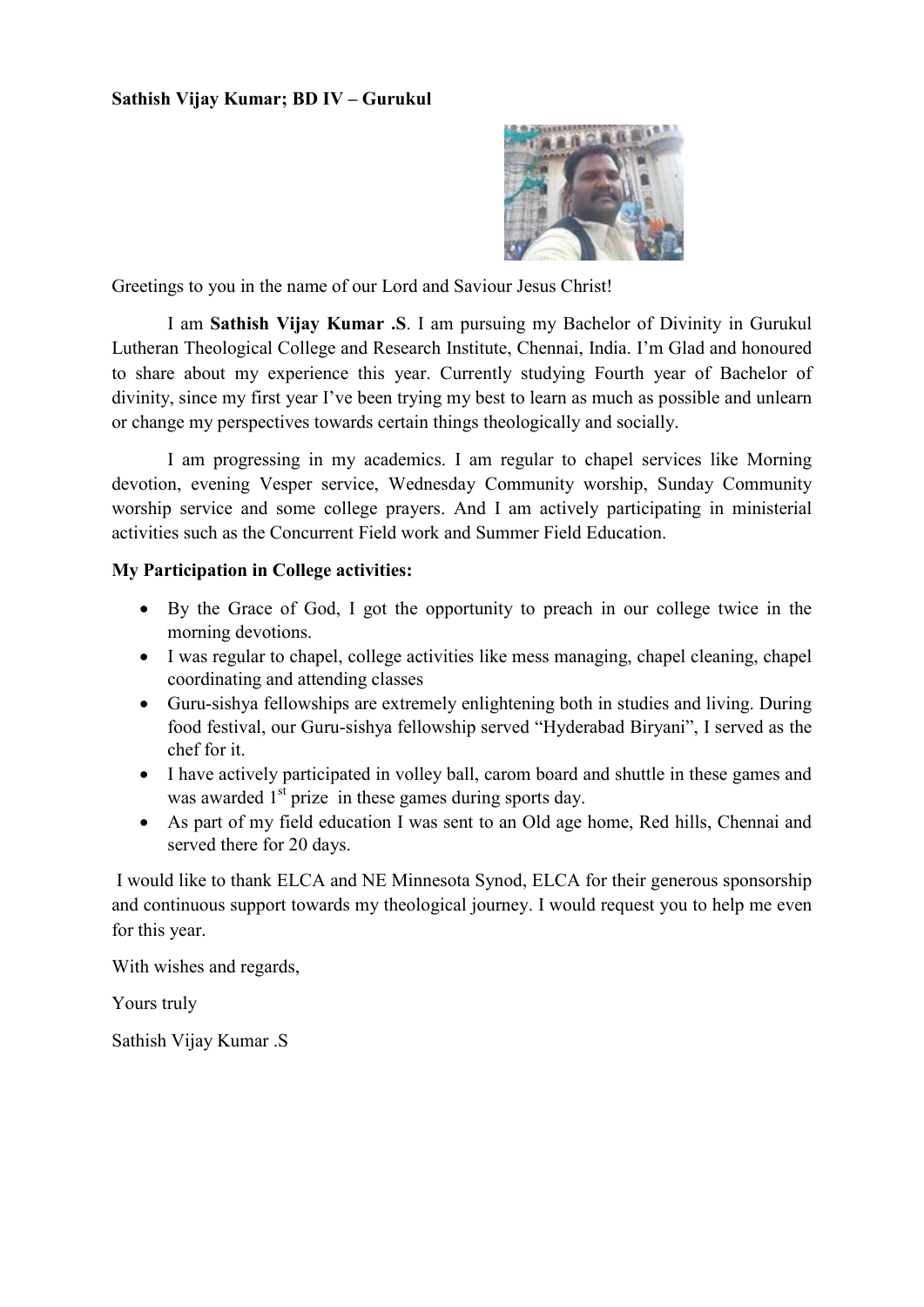**Sathish Vijay Kumar; BD IV – Gurukul**

Greetings to you in the name of our Lord and Saviour Jesus Christ!

I am **Sathish Vijay Kumar .S**. I am pursuing my Bachelor of Divinity in Gurukul Lutheran Theological College and Research Institute, Chennai, India. I'm Glad and honoured to share about my experience this year. Currently studying Fourth year of Bachelor of divinity, since my first year I've been trying my best to learn as much as possible and unlearn or change my perspectives towards certain things theologically and socially.

I am progressing in my academics. I am regular to chapel services like Morning devotion, evening Vesper service, Wednesday Community worship, Sunday Community worship service and some college prayers. And I am actively participating in ministerial activities such as the Concurrent Field work and Summer Field Education.

**My Participation in College activities:**

- By the Grace of God, I got the opportunity to preach in our college twice in the morning devotions.
- I was regular to chapel, college activities like mess managing, chapel cleaning, chapel coordinating and attending classes
- Guru-sishya fellowships are extremely enlightening both in studies and living. During food festival, our Guru-sishya fellowship served "Hyderabad Biryani", I served as the chef for it.
- I have actively participated in volley ball, carom board and shuttle in these games and was awarded 1st prize in these games during sports day.
- As part of my field education I was sent to an Old age home, Red hills, Chennai and served there for 20 days.

I would like to thank ELCA and NE Minnesota Synod, ELCA for their generous sponsorship and continuous support towards my theological journey. I would request you to help me even for this year.

With wishes and regards,

Yours truly

Sathish Vijay Kumar .S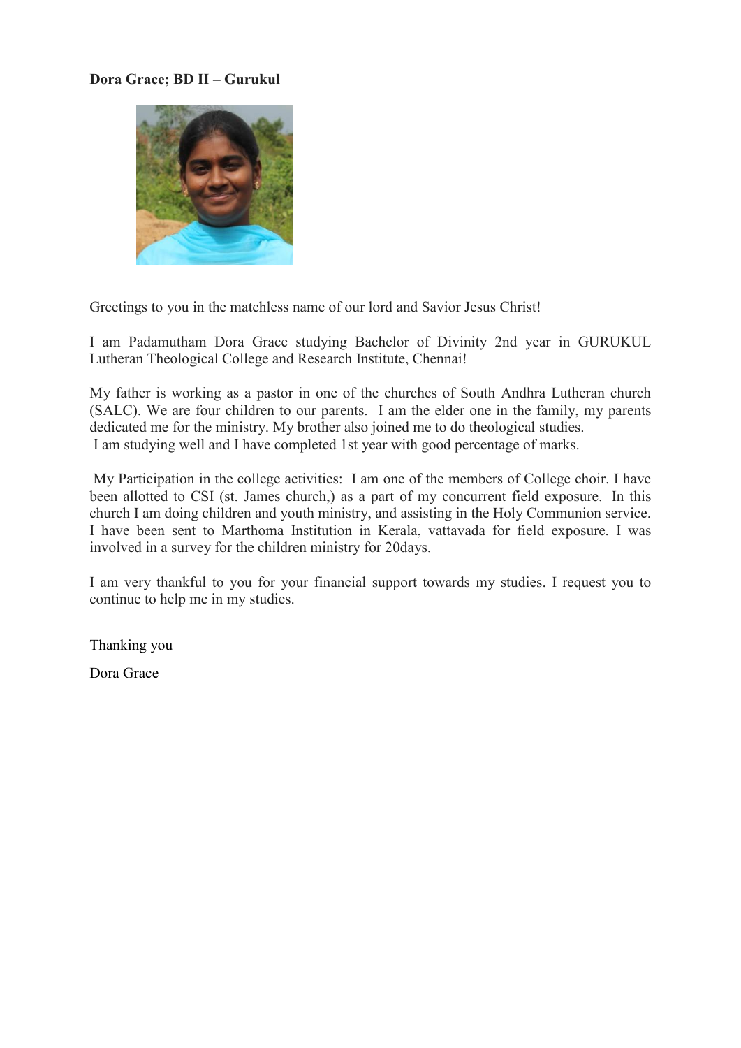**Dora Grace; BD II – Gurukul**

Greetings to you in the matchless name of our lord and Savior Jesus Christ!

I am Padamutham Dora Grace studying Bachelor of Divinity 2nd year in GURUKUL Lutheran Theological College and Research Institute, Chennai!

My father is working as a pastor in one of the churches of South Andhra Lutheran church (SALC). We are four children to our parents. I am the elder one in the family, my parents dedicated me for the ministry. My brother also joined me to do theological studies. I am studying well and I have completed 1st year with good percentage of marks.

My Participation in the college activities: I am one of the members of College choir. I have been allotted to CSI (st. James church,) as a part of my concurrent field exposure. In this church I am doing children and youth ministry, and assisting in the Holy Communion service. I have been sent to Marthoma Institution in Kerala, vattavada for field exposure. I was involved in a survey for the children ministry for 20days.

I am very thankful to you for your financial support towards my studies. I request you to continue to help me in my studies.

Thanking you

Dora Grace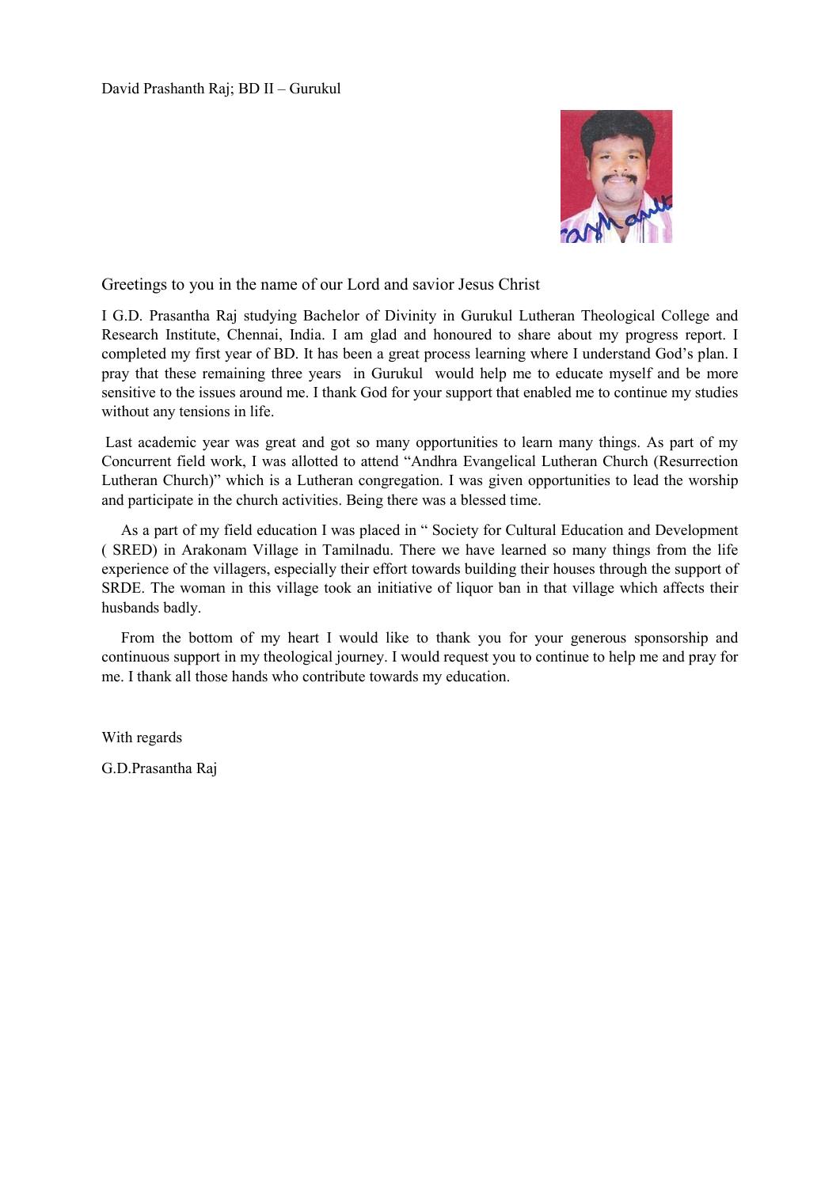David Prashanth Raj; BD II – Gurukul

Greetings to you in the name of our Lord and savior Jesus Christ

I G.D. Prasantha Raj studying Bachelor of Divinity in Gurukul Lutheran Theological College and Research Institute, Chennai, India. I am glad and honoured to share about my progress report. I completed my first year of BD. It has been a great process learning where I understand God's plan. I pray that these remaining three years in Gurukul would help me to educate myself and be more sensitive to the issues around me. I thank God for your support that enabled me to continue my studies without any tensions in life.

Last academic year was great and got so many opportunities to learn many things. As part of my Concurrent field work, I was allotted to attend "Andhra Evangelical Lutheran Church (Resurrection Lutheran Church)" which is a Lutheran congregation. I was given opportunities to lead the worship and participate in the church activities. Being there was a blessed time.

As a part of my field education I was placed in " Society for Cultural Education and Development ( SRED) in Arakonam Village in Tamilnadu. There we have learned so many things from the life experience of the villagers, especially their effort towards building their houses through the support of SRDE. The woman in this village took an initiative of liquor ban in that village which affects their husbands badly.

From the bottom of my heart I would like to thank you for your generous sponsorship and continuous support in my theological journey. I would request you to continue to help me and pray for me. I thank all those hands who contribute towards my education.

With regards

G.D.Prasantha Raj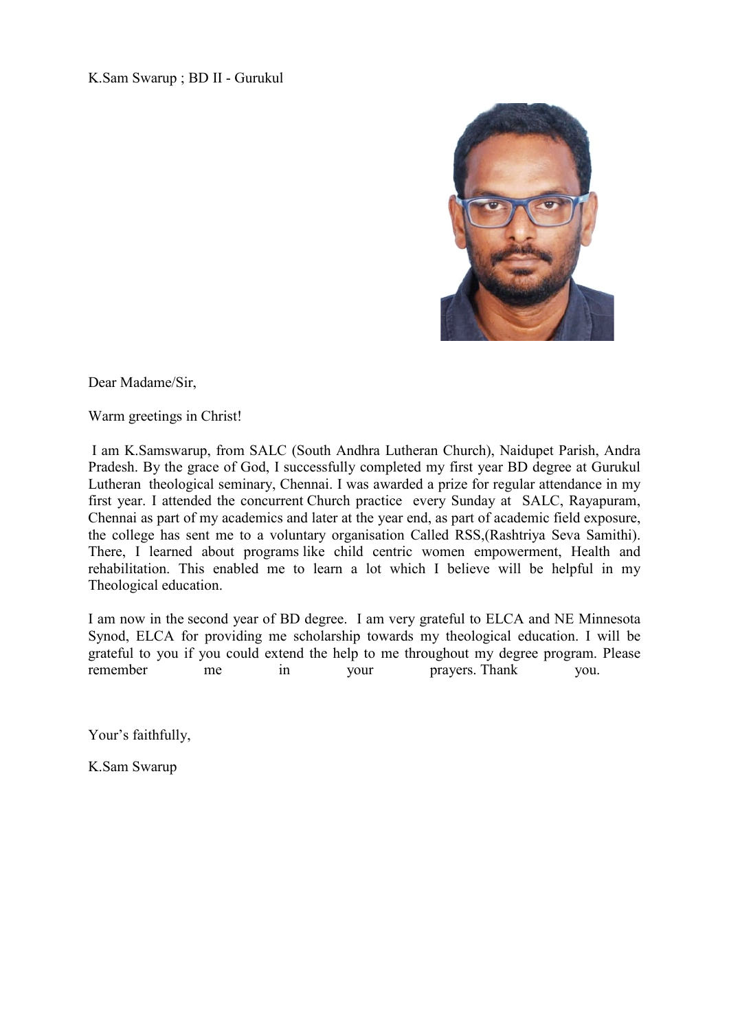K.Sam Swarup ; BD II - Gurukul

Dear Madame/Sir,

Warm greetings in Christ!

I am K.Samswarup, from SALC (South Andhra Lutheran Church), Naidupet Parish, Andra Pradesh. By the grace of God, I successfully completed my first year BD degree at Gurukul Lutheran theological seminary, Chennai. I was awarded a prize for regular attendance in my first year. I attended the concurrent Church practice every Sunday at SALC, Rayapuram, Chennai as part of my academics and later at the year end, as part of academic field exposure, the college has sent me to a voluntary organisation Called RSS,(Rashtriya Seva Samithi). There, I learned about programs like child centric women empowerment, Health and rehabilitation. This enabled me to learn a lot which I believe will be helpful in my Theological education.

I am now in the second year of BD degree. I am very grateful to ELCA and NE Minnesota Synod, ELCA for providing me scholarship towards my theological education. I will be grateful to you if you could extend the help to me throughout my degree program. Please remember me in your prayers. Thank you.

Your's faithfully,

K.Sam Swarup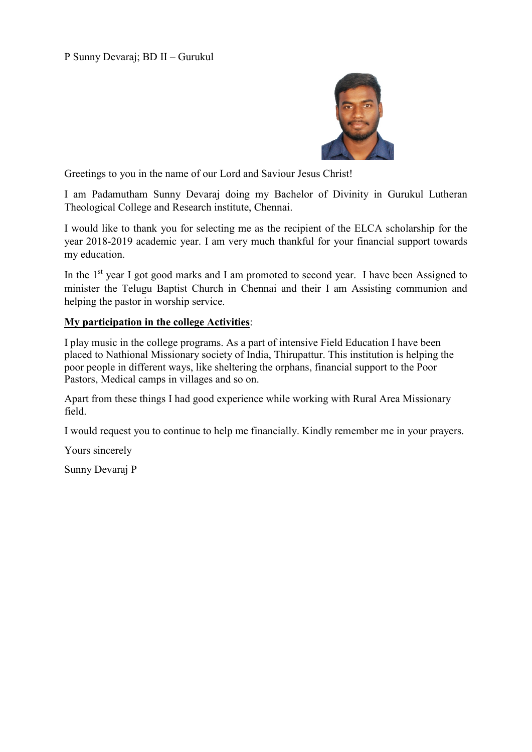P Sunny Devaraj; BD II – Gurukul

Greetings to you in the name of our Lord and Saviour Jesus Christ!

I am Padamutham Sunny Devaraj doing my Bachelor of Divinity in Gurukul Lutheran Theological College and Research institute, Chennai.

I would like to thank you for selecting me as the recipient of the ELCA scholarship for the year 2018-2019 academic year. I am very much thankful for your financial support towards my education.

In the 1st year I got good marks and I am promoted to second year. I have been Assigned to minister the Telugu Baptist Church in Chennai and their I am Assisting communion and helping the pastor in worship service.

**<u>My participation in the college Activities</u>**:

I play music in the college programs. As a part of intensive Field Education I have been placed to Nathional Missionary society of India, Thirupattur. This institution is helping the poor people in different ways, like sheltering the orphans, financial support to the Poor Pastors, Medical camps in villages and so on.

Apart from these things I had good experience while working with Rural Area Missionary field.

I would request you to continue to help me financially. Kindly remember me in your prayers.

Yours sincerely

Sunny Devaraj P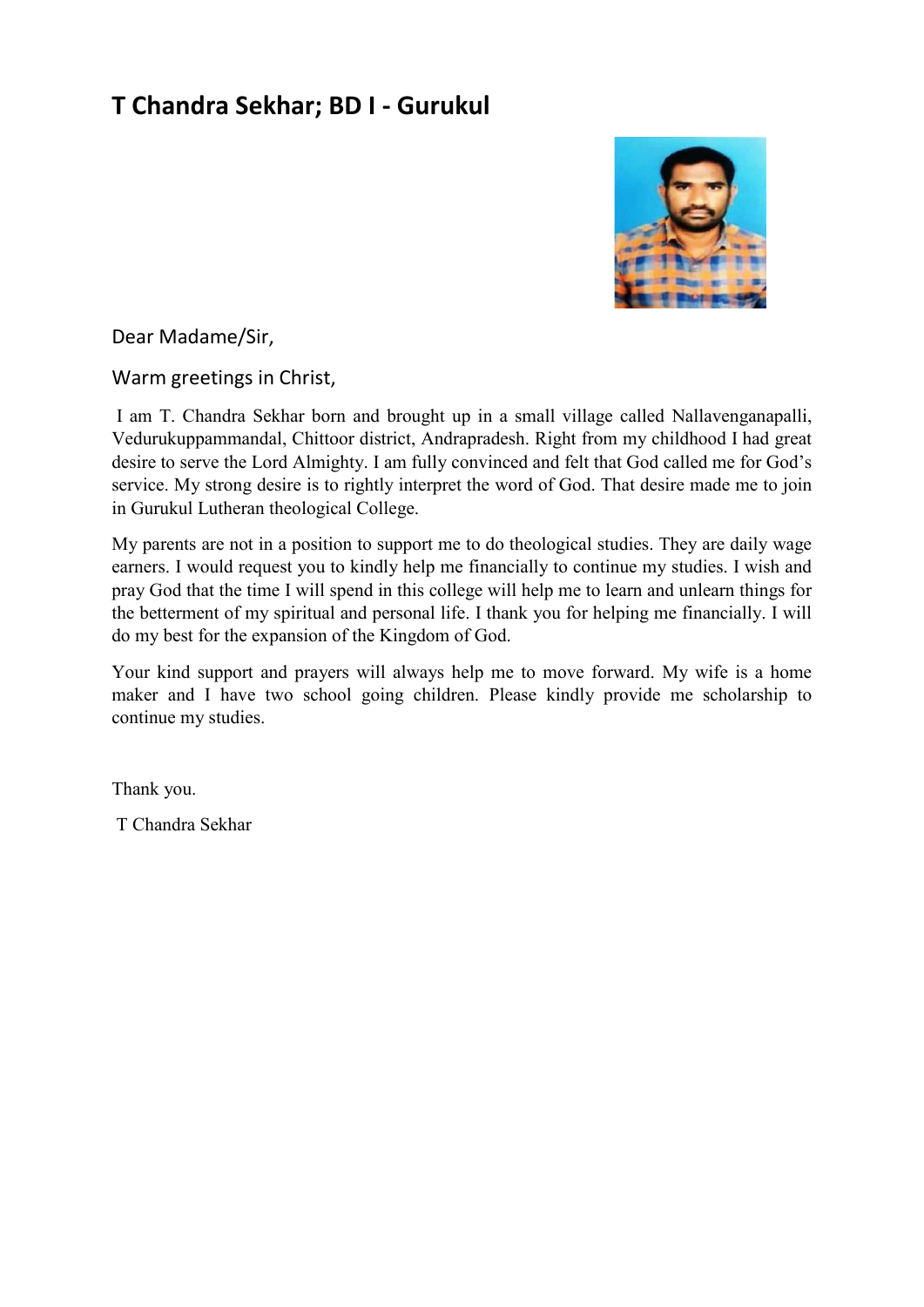# T Chandra Sekhar; BD I - Gurukul

Dear Madame/Sir,

Warm greetings in Christ,

I am T. Chandra Sekhar born and brought up in a small village called Nallavenganapalli, Vedurukuppammandal, Chittoor district, Andrapradesh. Right from my childhood I had great desire to serve the Lord Almighty. I am fully convinced and felt that God called me for God's service. My strong desire is to rightly interpret the word of God. That desire made me to join in Gurukul Lutheran theological College.

My parents are not in a position to support me to do theological studies. They are daily wage earners. I would request you to kindly help me financially to continue my studies. I wish and pray God that the time I will spend in this college will help me to learn and unlearn things for the betterment of my spiritual and personal life. I thank you for helping me financially. I will do my best for the expansion of the Kingdom of God.

Your kind support and prayers will always help me to move forward. My wife is a home maker and I have two school going children. Please kindly provide me scholarship to continue my studies.

Thank you.

T Chandra Sekhar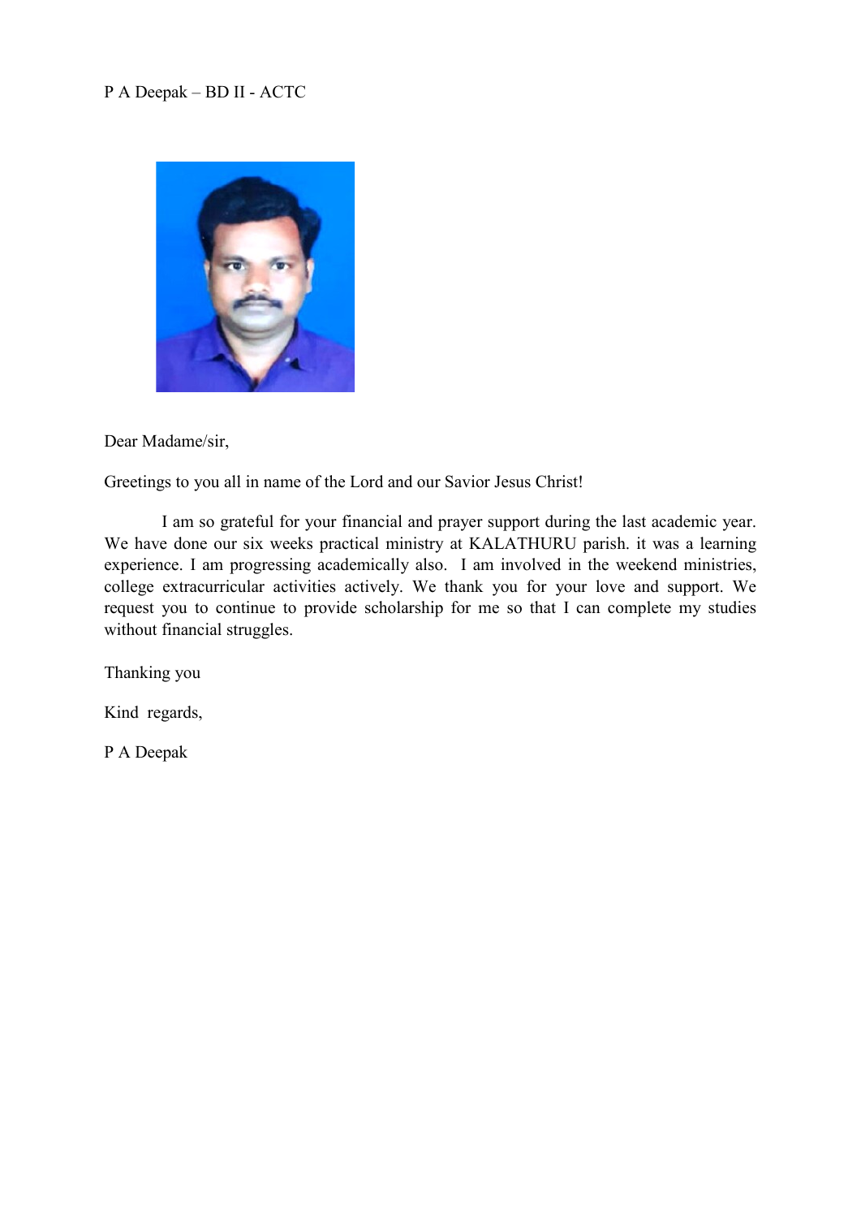P A Deepak – BD II - ACTC

Dear Madame/sir,

Greetings to you all in name of the Lord and our Savior Jesus Christ!

I am so grateful for your financial and prayer support during the last academic year. We have done our six weeks practical ministry at KALATHURU parish. it was a learning experience. I am progressing academically also. I am involved in the weekend ministries, college extracurricular activities actively. We thank you for your love and support. We request you to continue to provide scholarship for me so that I can complete my studies without financial struggles.

Thanking you

Kind regards,

P A Deepak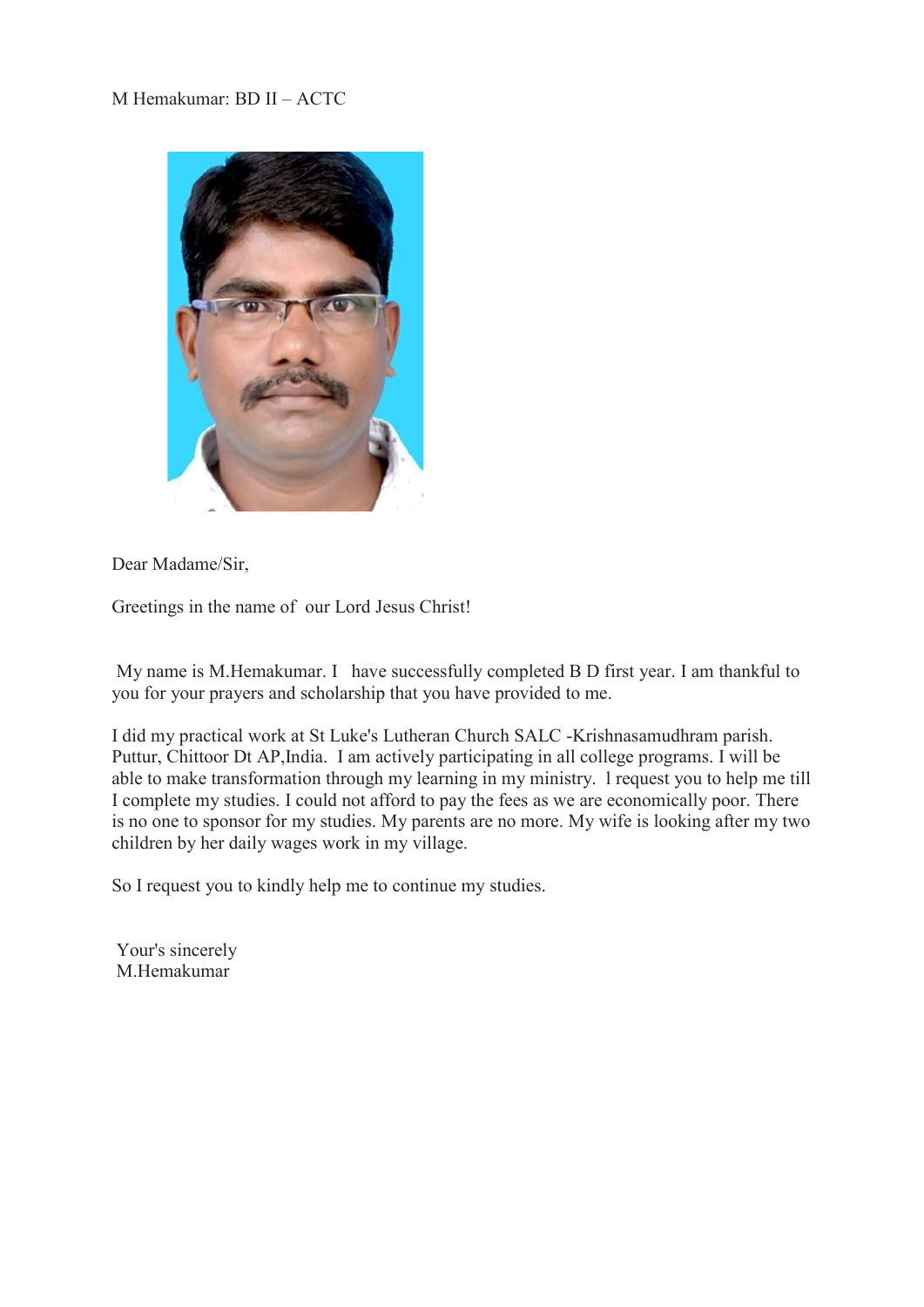M Hemakumar: BD II – ACTC

Dear Madame/Sir,

Greetings in the name of our Lord Jesus Christ!

My name is M.Hemakumar. I have successfully completed B D first year. I am thankful to you for your prayers and scholarship that you have provided to me.

I did my practical work at St Luke's Lutheran Church SALC -Krishnasamudhram parish. Puttur, Chittoor Dt AP,India. I am actively participating in all college programs. I will be able to make transformation through my learning in my ministry. I request you to help me till I complete my studies. I could not afford to pay the fees as we are economically poor. There is no one to sponsor for my studies. My parents are no more. My wife is looking after my two children by her daily wages work in my village.

So I request you to kindly help me to continue my studies.

Your's sincerely
M.Hemakumar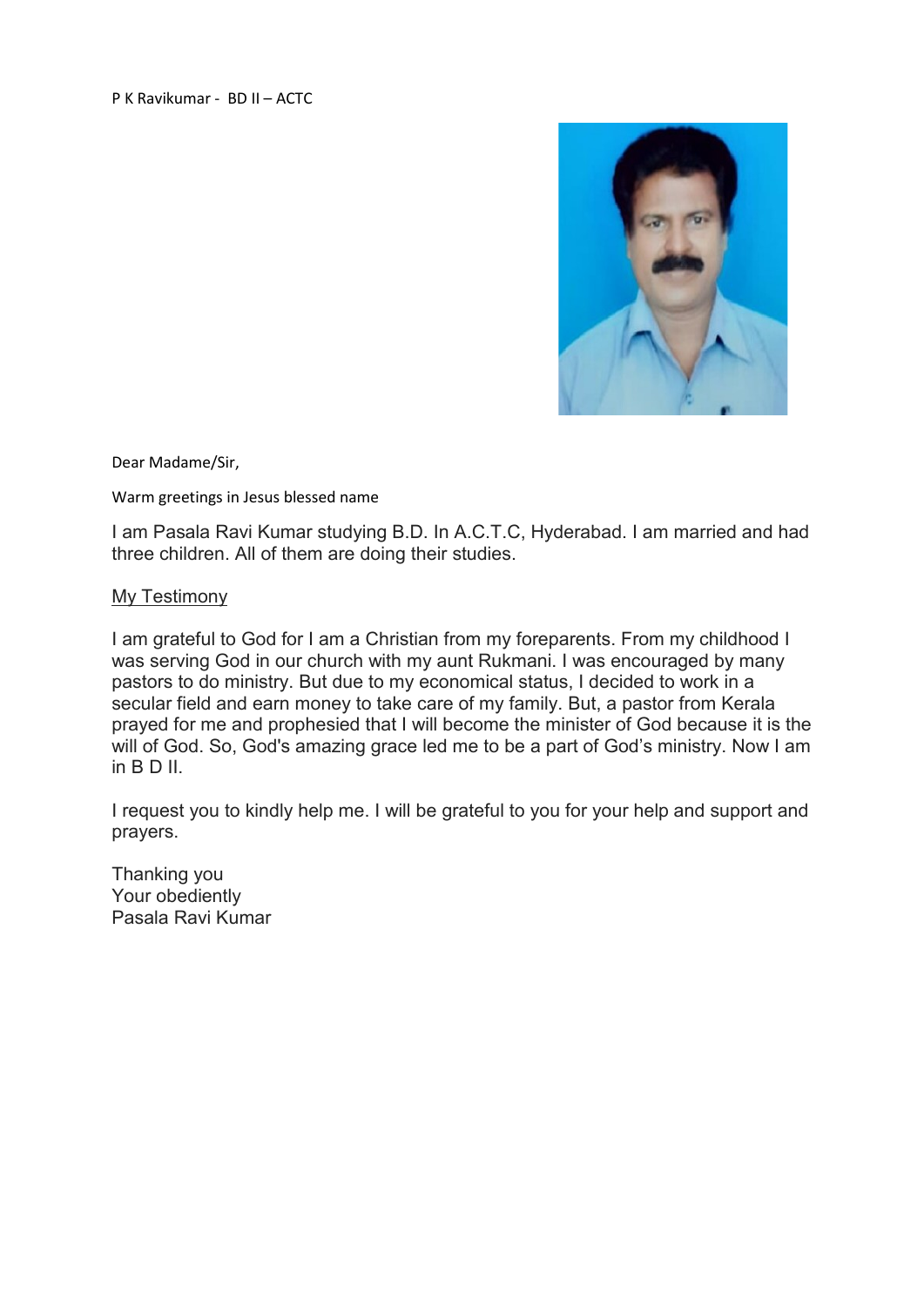P K Ravikumar - BD II – ACTC

Dear Madame/Sir,

Warm greetings in Jesus blessed name

I am Pasala Ravi Kumar studying B.D. In A.C.T.C, Hyderabad. I am married and had three children. All of them are doing their studies.

<u>My Testimony</u>

I am grateful to God for I am a Christian from my foreparents. From my childhood I was serving God in our church with my aunt Rukmani. I was encouraged by many pastors to do ministry. But due to my economical status, I decided to work in a secular field and earn money to take care of my family. But, a pastor from Kerala prayed for me and prophesied that I will become the minister of God because it is the will of God. So, God's amazing grace led me to be a part of God's ministry. Now I am in B D II.

I request you to kindly help me. I will be grateful to you for your help and support and prayers.

Thanking you
Your obediently
Pasala Ravi Kumar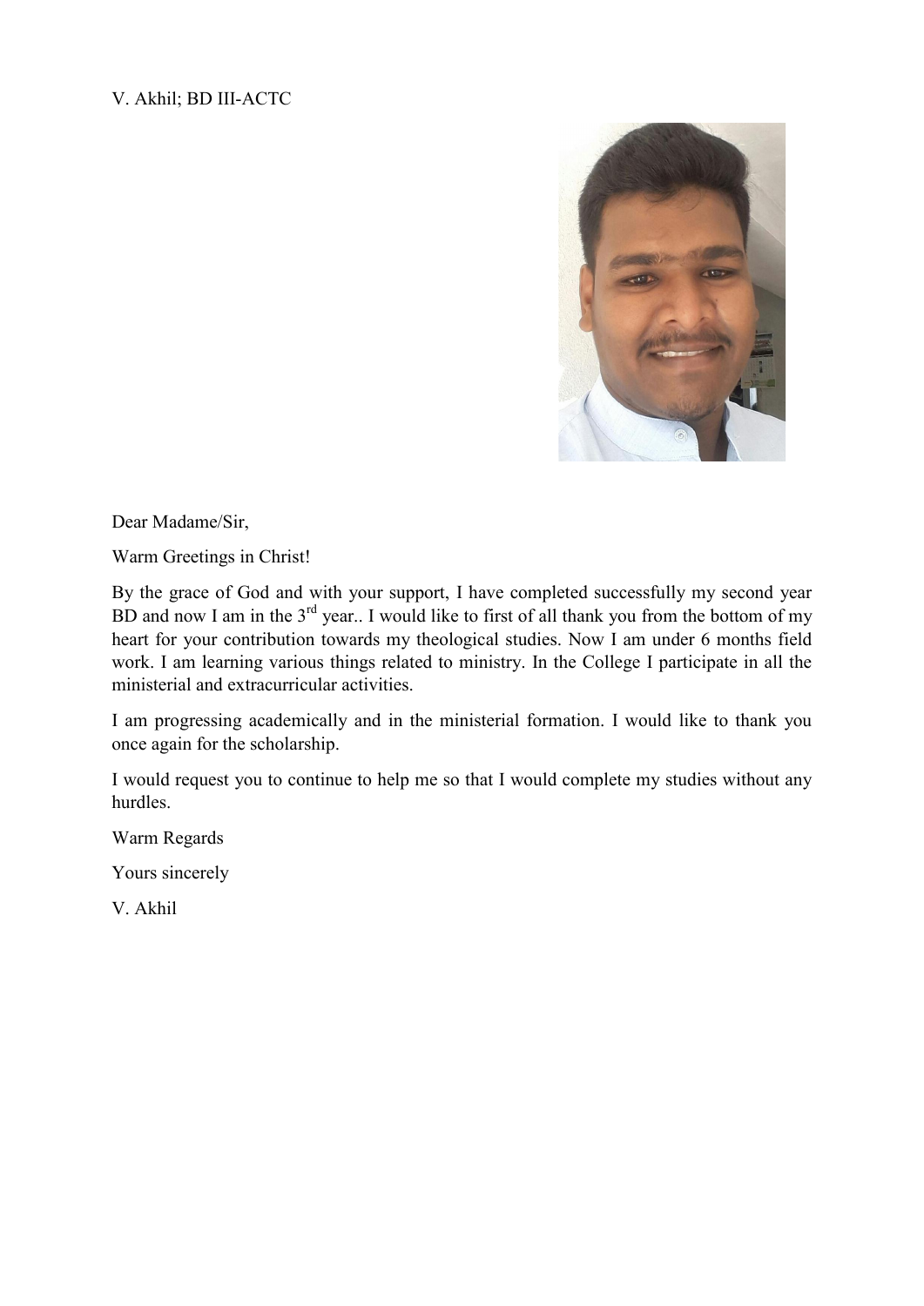V. Akhil; BD III-ACTC

Dear Madame/Sir,

Warm Greetings in Christ!

By the grace of God and with your support, I have completed successfully my second year BD and now I am in the 3rd year.. I would like to first of all thank you from the bottom of my heart for your contribution towards my theological studies. Now I am under 6 months field work. I am learning various things related to ministry. In the College I participate in all the ministerial and extracurricular activities.

I am progressing academically and in the ministerial formation. I would like to thank you once again for the scholarship.

I would request you to continue to help me so that I would complete my studies without any hurdles.

Warm Regards

Yours sincerely

V. Akhil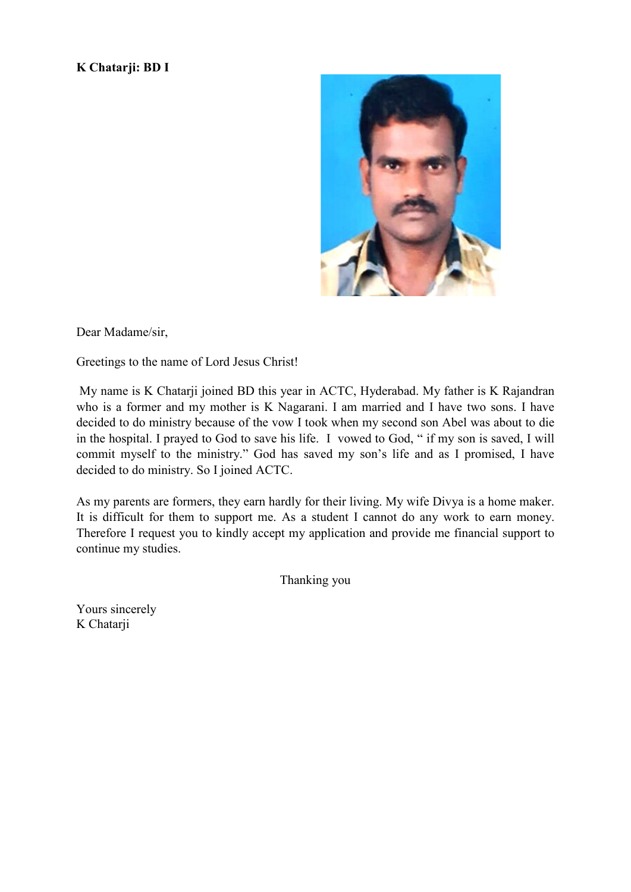**K Chatarji: BD I**

Dear Madame/sir,

Greetings to the name of Lord Jesus Christ!

My name is K Chatarji joined BD this year in ACTC, Hyderabad. My father is K Rajandran who is a former and my mother is K Nagarani. I am married and I have two sons. I have decided to do ministry because of the vow I took when my second son Abel was about to die in the hospital. I prayed to God to save his life. I vowed to God, " if my son is saved, I will commit myself to the ministry." God has saved my son's life and as I promised, I have decided to do ministry. So I joined ACTC.

As my parents are formers, they earn hardly for their living. My wife Divya is a home maker. It is difficult for them to support me. As a student I cannot do any work to earn money. Therefore I request you to kindly accept my application and provide me financial support to continue my studies.

Thanking you

Yours sincerely
K Chatarji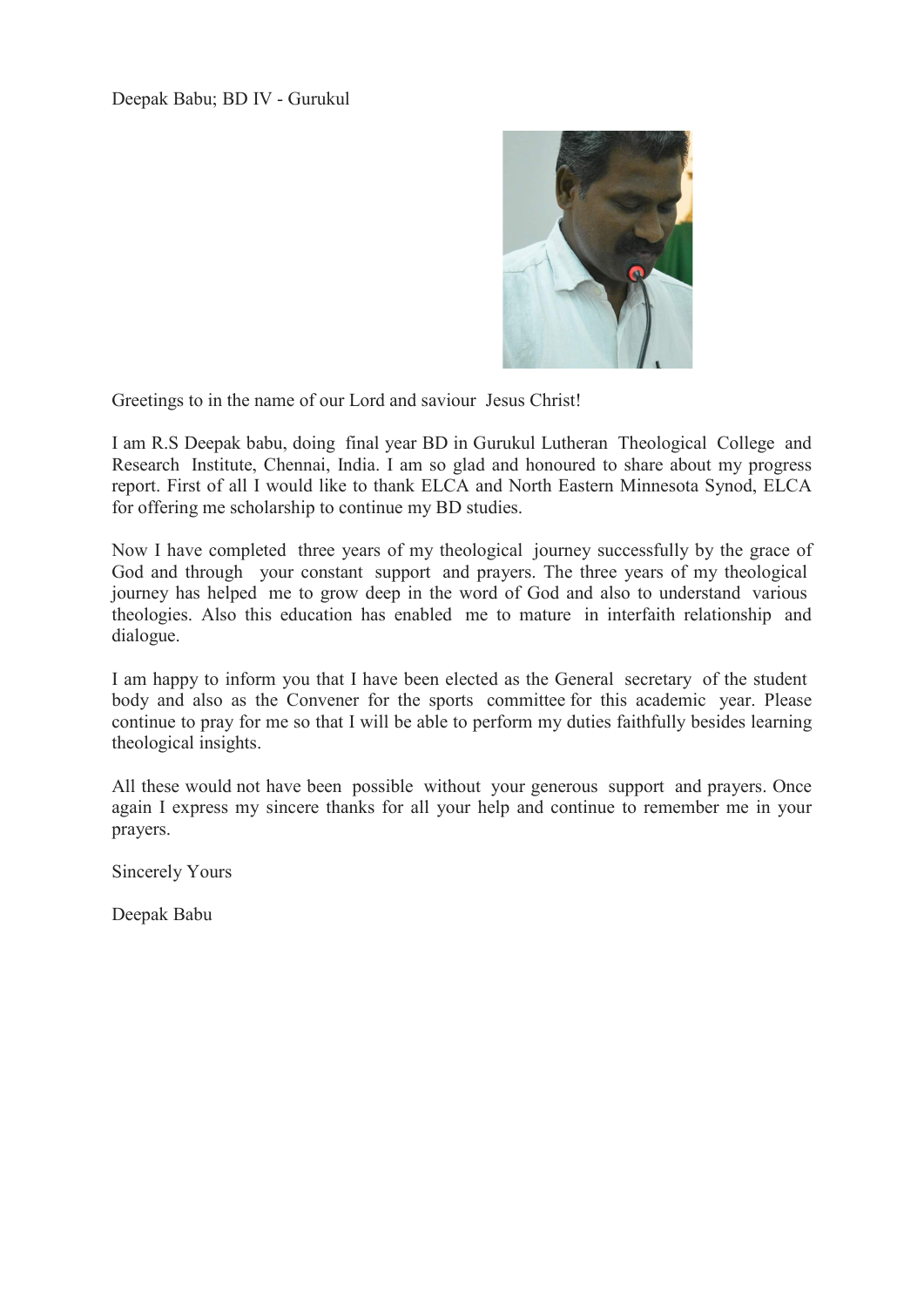Deepak Babu; BD IV - Gurukul

Greetings to in the name of our Lord and saviour Jesus Christ!

I am R.S Deepak babu, doing final year BD in Gurukul Lutheran Theological College and Research Institute, Chennai, India. I am so glad and honoured to share about my progress report. First of all I would like to thank ELCA and North Eastern Minnesota Synod, ELCA for offering me scholarship to continue my BD studies.

Now I have completed three years of my theological journey successfully by the grace of God and through your constant support and prayers. The three years of my theological journey has helped me to grow deep in the word of God and also to understand various theologies. Also this education has enabled me to mature in interfaith relationship and dialogue.

I am happy to inform you that I have been elected as the General secretary of the student body and also as the Convener for the sports committee for this academic year. Please continue to pray for me so that I will be able to perform my duties faithfully besides learning theological insights.

All these would not have been possible without your generous support and prayers. Once again I express my sincere thanks for all your help and continue to remember me in your prayers.

Sincerely Yours

Deepak Babu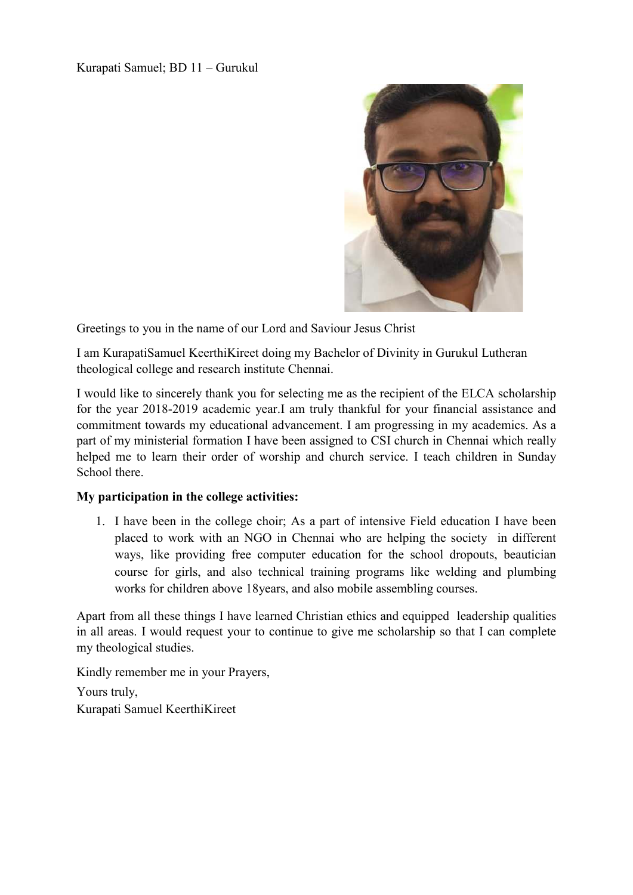Kurapati Samuel; BD 11 – Gurukul

Greetings to you in the name of our Lord and Saviour Jesus Christ

I am KurapatiSamuel KeerthiKireet doing my Bachelor of Divinity in Gurukul Lutheran theological college and research institute Chennai.

I would like to sincerely thank you for selecting me as the recipient of the ELCA scholarship for the year 2018-2019 academic year.I am truly thankful for your financial assistance and commitment towards my educational advancement. I am progressing in my academics. As a part of my ministerial formation I have been assigned to CSI church in Chennai which really helped me to learn their order of worship and church service. I teach children in Sunday School there.

**My participation in the college activities:**

1. I have been in the college choir; As a part of intensive Field education I have been placed to work with an NGO in Chennai who are helping the society in different ways, like providing free computer education for the school dropouts, beautician course for girls, and also technical training programs like welding and plumbing works for children above 18years, and also mobile assembling courses.

Apart from all these things I have learned Christian ethics and equipped leadership qualities in all areas. I would request your to continue to give me scholarship so that I can complete my theological studies.

Kindly remember me in your Prayers,

Yours truly,
Kurapati Samuel KeerthiKireet